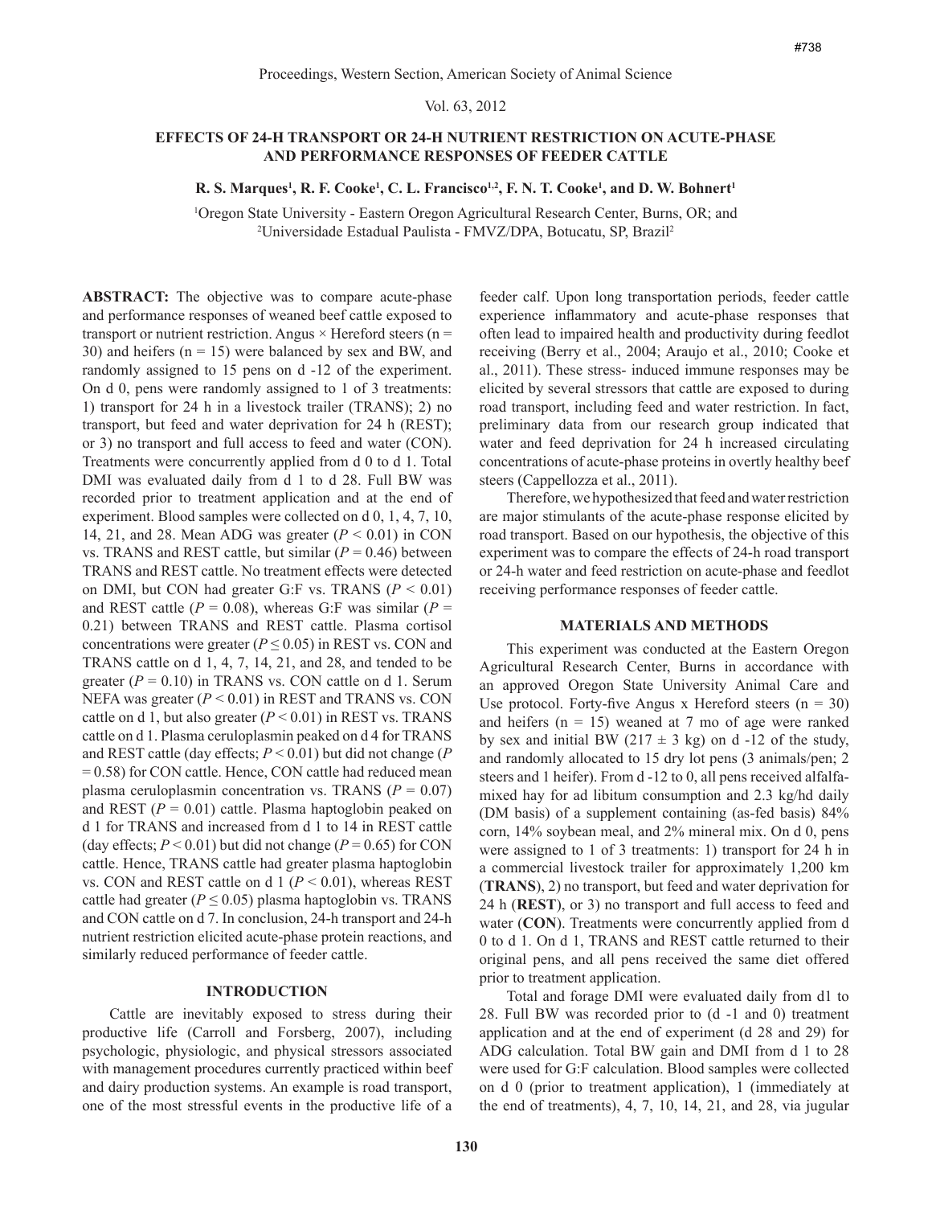# EFFECTS OF 24-H TRANSPORT OR 24-H NUTRIENT RESTRICTION ON ACUTE-PHASE AND PERFORMANCE RESPONSES OF FEEDER CATTLE

**R. S. Marques[1], R. F. Cooke[1], C. L. Francisco[1,2], F. N. T. Cooke[1], and D. W. Bohnert[1]**

[1]Oregon State University - Eastern Oregon Agricultural Research Center, Burns, OR; and
[2]Universidade Estadual Paulista - FMVZ/DPA, Botucatu, SP, Brazil[2]

**ABSTRACT:** The objective was to compare acute-phase and performance responses of weaned beef cattle exposed to transport or nutrient restriction. Angus × Hereford steers (n = 30) and heifers (n = 15) were balanced by sex and BW, and randomly assigned to 15 pens on d -12 of the experiment. On d 0, pens were randomly assigned to 1 of 3 treatments: 1) transport for 24 h in a livestock trailer (TRANS); 2) no transport, but feed and water deprivation for 24 h (REST); or 3) no transport and full access to feed and water (CON). Treatments were concurrently applied from d 0 to d 1. Total DMI was evaluated daily from d 1 to d 28. Full BW was recorded prior to treatment application and at the end of experiment. Blood samples were collected on d 0, 1, 4, 7, 10, 14, 21, and 28. Mean ADG was greater ($P < 0.01$) in CON vs. TRANS and REST cattle, but similar ($P = 0.46$) between TRANS and REST cattle. No treatment effects were detected on DMI, but CON had greater G:F vs. TRANS ($P < 0.01$) and REST cattle ($P = 0.08$), whereas G:F was similar ($P = 0.21$) between TRANS and REST cattle. Plasma cortisol concentrations were greater ($P \leq 0.05$) in REST vs. CON and TRANS cattle on d 1, 4, 7, 14, 21, and 28, and tended to be greater ($P = 0.10$) in TRANS vs. CON cattle on d 1. Serum NEFA was greater ($P < 0.01$) in REST and TRANS vs. CON cattle on d 1, but also greater ($P < 0.01$) in REST vs. TRANS cattle on d 1. Plasma ceruloplasmin peaked on d 4 for TRANS and REST cattle (day effects; $P < 0.01$) but did not change ($P = 0.58$) for CON cattle. Hence, CON cattle had reduced mean plasma ceruloplasmin concentration vs. TRANS ($P = 0.07$) and REST ($P = 0.01$) cattle. Plasma haptoglobin peaked on d 1 for TRANS and increased from d 1 to 14 in REST cattle (day effects; $P < 0.01$) but did not change ($P = 0.65$) for CON cattle. Hence, TRANS cattle had greater plasma haptoglobin vs. CON and REST cattle on d 1 ($P < 0.01$), whereas REST cattle had greater ($P \leq 0.05$) plasma haptoglobin vs. TRANS and CON cattle on d 7. In conclusion, 24-h transport and 24-h nutrient restriction elicited acute-phase protein reactions, and similarly reduced performance of feeder cattle.

## INTRODUCTION

Cattle are inevitably exposed to stress during their productive life (Carroll and Forsberg, 2007), including psychologic, physiologic, and physical stressors associated with management procedures currently practiced within beef and dairy production systems. An example is road transport, one of the most stressful events in the productive life of a feeder calf. Upon long transportation periods, feeder cattle experience inflammatory and acute-phase responses that often lead to impaired health and productivity during feedlot receiving (Berry et al., 2004; Araujo et al., 2010; Cooke et al., 2011). These stress- induced immune responses may be elicited by several stressors that cattle are exposed to during road transport, including feed and water restriction. In fact, preliminary data from our research group indicated that water and feed deprivation for 24 h increased circulating concentrations of acute-phase proteins in overtly healthy beef steers (Cappellozza et al., 2011).

Therefore, we hypothesized that feed and water restriction are major stimulants of the acute-phase response elicited by road transport. Based on our hypothesis, the objective of this experiment was to compare the effects of 24-h road transport or 24-h water and feed restriction on acute-phase and feedlot receiving performance responses of feeder cattle.

## MATERIALS AND METHODS

This experiment was conducted at the Eastern Oregon Agricultural Research Center, Burns in accordance with an approved Oregon State University Animal Care and Use protocol. Forty-five Angus x Hereford steers (n = 30) and heifers (n = 15) weaned at 7 mo of age were ranked by sex and initial BW (217 ± 3 kg) on d -12 of the study, and randomly allocated to 15 dry lot pens (3 animals/pen; 2 steers and 1 heifer). From d -12 to 0, all pens received alfalfa-mixed hay for ad libitum consumption and 2.3 kg/hd daily (DM basis) of a supplement containing (as-fed basis) 84% corn, 14% soybean meal, and 2% mineral mix. On d 0, pens were assigned to 1 of 3 treatments: 1) transport for 24 h in a commercial livestock trailer for approximately 1,200 km (**TRANS**), 2) no transport, but feed and water deprivation for 24 h (**REST**), or 3) no transport and full access to feed and water (**CON**). Treatments were concurrently applied from d 0 to d 1. On d 1, TRANS and REST cattle returned to their original pens, and all pens received the same diet offered prior to treatment application.

Total and forage DMI were evaluated daily from d1 to 28. Full BW was recorded prior to (d -1 and 0) treatment application and at the end of experiment (d 28 and 29) for ADG calculation. Total BW gain and DMI from d 1 to 28 were used for G:F calculation. Blood samples were collected on d 0 (prior to treatment application), 1 (immediately at the end of treatments), 4, 7, 10, 14, 21, and 28, via jugular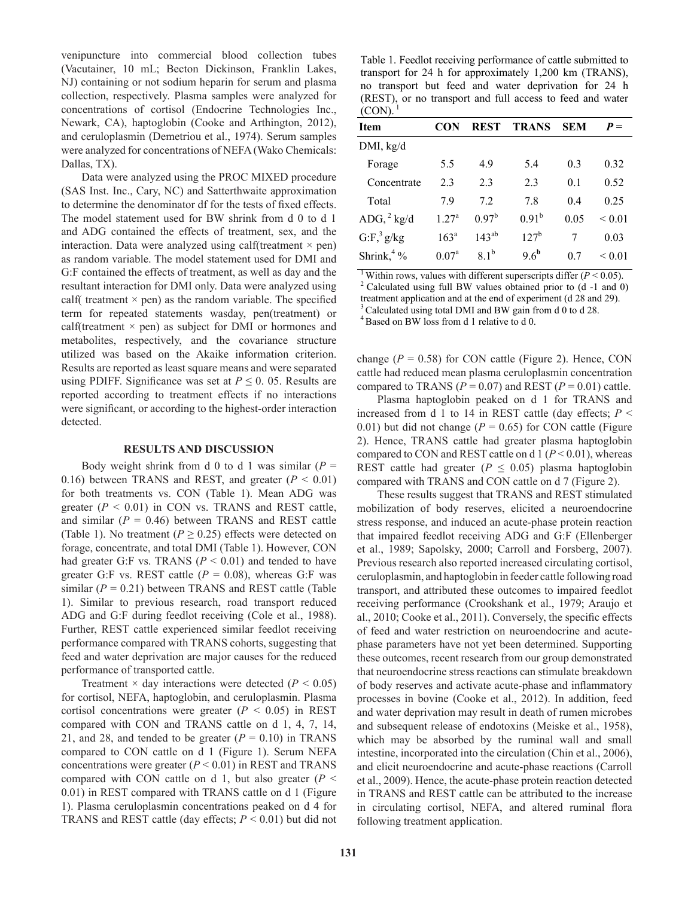venipuncture into commercial blood collection tubes (Vacutainer, 10 mL; Becton Dickinson, Franklin Lakes, NJ) containing or not sodium heparin for serum and plasma collection, respectively. Plasma samples were analyzed for concentrations of cortisol (Endocrine Technologies Inc., Newark, CA), haptoglobin (Cooke and Arthington, 2012), and ceruloplasmin (Demetriou et al., 1974). Serum samples were analyzed for concentrations of NEFA (Wako Chemicals: Dallas, TX).

Data were analyzed using the PROC MIXED procedure (SAS Inst. Inc., Cary, NC) and Satterthwaite approximation to determine the denominator df for the tests of fixed effects. The model statement used for BW shrink from d 0 to d 1 and ADG contained the effects of treatment, sex, and the interaction. Data were analyzed using calf(treatment × pen) as random variable. The model statement used for DMI and G:F contained the effects of treatment, as well as day and the resultant interaction for DMI only. Data were analyzed using calf( treatment × pen) as the random variable. The specified term for repeated statements wasday, pen(treatment) or calf(treatment × pen) as subject for DMI or hormones and metabolites, respectively, and the covariance structure utilized was based on the Akaike information criterion. Results are reported as least square means and were separated using PDIFF. Significance was set at $P \leq 0.\ 05$. Results are reported according to treatment effects if no interactions were significant, or according to the highest-order interaction detected.

## RESULTS AND DISCUSSION

Body weight shrink from d 0 to d 1 was similar ($P = 0.16$) between TRANS and REST, and greater ($P < 0.01$) for both treatments vs. CON (Table 1). Mean ADG was greater ($P < 0.01$) in CON vs. TRANS and REST cattle, and similar ($P = 0.46$) between TRANS and REST cattle (Table 1). No treatment ($P \geq 0.25$) effects were detected on forage, concentrate, and total DMI (Table 1). However, CON had greater G:F vs. TRANS ($P < 0.01$) and tended to have greater G:F vs. REST cattle ($P = 0.08$), whereas G:F was similar ($P = 0.21$) between TRANS and REST cattle (Table 1). Similar to previous research, road transport reduced ADG and G:F during feedlot receiving (Cole et al., 1988). Further, REST cattle experienced similar feedlot receiving performance compared with TRANS cohorts, suggesting that feed and water deprivation are major causes for the reduced performance of transported cattle.

Treatment × day interactions were detected ($P < 0.05$) for cortisol, NEFA, haptoglobin, and ceruloplasmin. Plasma cortisol concentrations were greater ($P < 0.05$) in REST compared with CON and TRANS cattle on d 1, 4, 7, 14, 21, and 28, and tended to be greater ($P = 0.10$) in TRANS compared to CON cattle on d 1 (Figure 1). Serum NEFA concentrations were greater ($P < 0.01$) in REST and TRANS compared with CON cattle on d 1, but also greater ($P < 0.01$) in REST compared with TRANS cattle on d 1 (Figure 1). Plasma ceruloplasmin concentrations peaked on d 4 for TRANS and REST cattle (day effects; $P < 0.01$) but did not

Table 1. Feedlot receiving performance of cattle submitted to transport for 24 h for approximately 1,200 km (TRANS), no transport but feed and water deprivation for 24 h (REST), or no transport and full access to feed and water (CON).[1]

| Item | CON | REST | TRANS | SEM | $P =$ |
|---|---|---|---|---|---|
| DMI, kg/d | | | | | |
| Forage | 5.5 | 4.9 | 5.4 | 0.3 | 0.32 |
| Concentrate | 2.3 | 2.3 | 2.3 | 0.1 | 0.52 |
| Total | 7.9 | 7.2 | 7.8 | 0.4 | 0.25 |
| ADG,[2] kg/d | $1.27^a$ | $0.97^b$ | $0.91^b$ | 0.05 | < 0.01 |
| G:F,[3] g/kg | $163^a$ | $143^{ab}$ | $127^b$ | 7 | 0.03 |
| Shrink,[4] % | $0.07^a$ | $8.1^b$ | $9.6^b$ | 0.7 | < 0.01 |

[1] Within rows, values with different superscripts differ ($P < 0.05$).
[2] Calculated using full BW values obtained prior to (d -1 and 0) treatment application and at the end of experiment (d 28 and 29).
[3] Calculated using total DMI and BW gain from d 0 to d 28.
[4] Based on BW loss from d 1 relative to d 0.

change ($P = 0.58$) for CON cattle (Figure 2). Hence, CON cattle had reduced mean plasma ceruloplasmin concentration compared to TRANS ($P = 0.07$) and REST ($P = 0.01$) cattle.

Plasma haptoglobin peaked on d 1 for TRANS and increased from d 1 to 14 in REST cattle (day effects; $P < 0.01$) but did not change ($P = 0.65$) for CON cattle (Figure 2). Hence, TRANS cattle had greater plasma haptoglobin compared to CON and REST cattle on d 1 ($P < 0.01$), whereas REST cattle had greater ($P \leq 0.05$) plasma haptoglobin compared with TRANS and CON cattle on d 7 (Figure 2).

These results suggest that TRANS and REST stimulated mobilization of body reserves, elicited a neuroendocrine stress response, and induced an acute-phase protein reaction that impaired feedlot receiving ADG and G:F (Ellenberger et al., 1989; Sapolsky, 2000; Carroll and Forsberg, 2007). Previous research also reported increased circulating cortisol, ceruloplasmin, and haptoglobin in feeder cattle following road transport, and attributed these outcomes to impaired feedlot receiving performance (Crookshank et al., 1979; Araujo et al., 2010; Cooke et al., 2011). Conversely, the specific effects of feed and water restriction on neuroendocrine and acute-phase parameters have not yet been determined. Supporting these outcomes, recent research from our group demonstrated that neuroendocrine stress reactions can stimulate breakdown of body reserves and activate acute-phase and inflammatory processes in bovine (Cooke et al., 2012). In addition, feed and water deprivation may result in death of rumen microbes and subsequent release of endotoxins (Meiske et al., 1958), which may be absorbed by the ruminal wall and small intestine, incorporated into the circulation (Chin et al., 2006), and elicit neuroendocrine and acute-phase reactions (Carroll et al., 2009). Hence, the acute-phase protein reaction detected in TRANS and REST cattle can be attributed to the increase in circulating cortisol, NEFA, and altered ruminal flora following treatment application.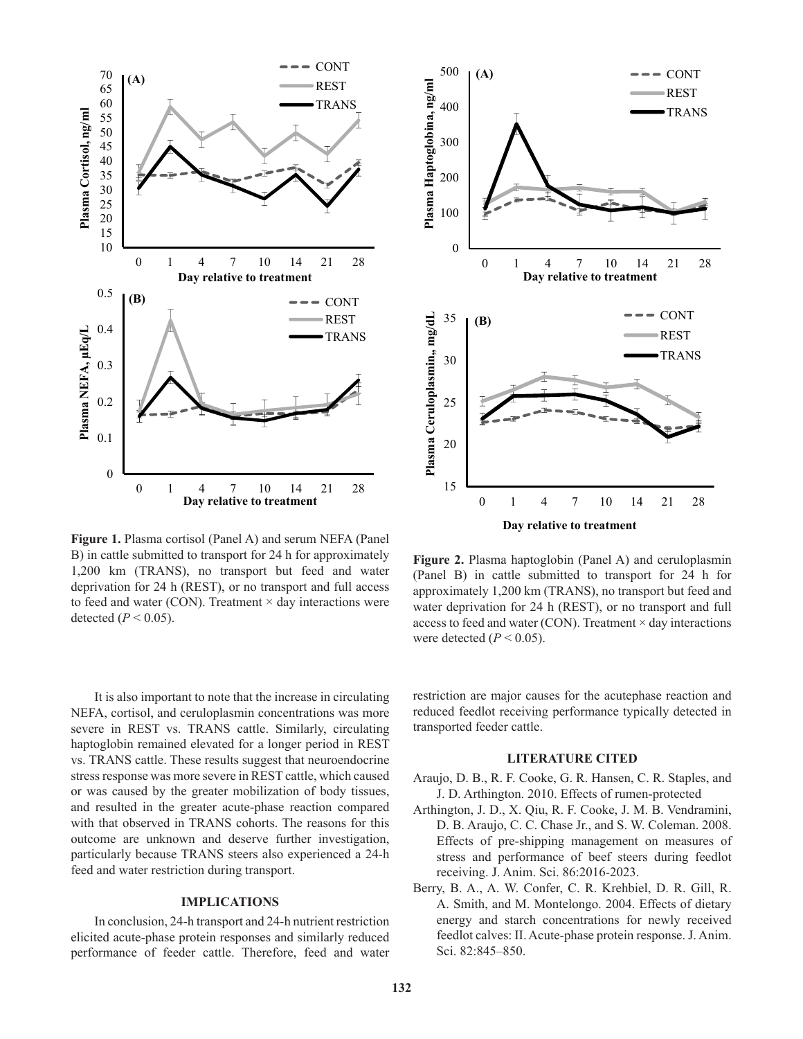**Figure 1.** Plasma cortisol (Panel A) and serum NEFA (Panel B) in cattle submitted to transport for 24 h for approximately 1,200 km (TRANS), no transport but feed and water deprivation for 24 h (REST), or no transport and full access to feed and water (CON). Treatment × day interactions were detected ($P < 0.05$).

**Figure 2.** Plasma haptoglobin (Panel A) and ceruloplasmin (Panel B) in cattle submitted to transport for 24 h for approximately 1,200 km (TRANS), no transport but feed and water deprivation for 24 h (REST), or no transport and full access to feed and water (CON). Treatment × day interactions were detected ($P < 0.05$).

It is also important to note that the increase in circulating NEFA, cortisol, and ceruloplasmin concentrations was more severe in REST vs. TRANS cattle. Similarly, circulating haptoglobin remained elevated for a longer period in REST vs. TRANS cattle. These results suggest that neuroendocrine stress response was more severe in REST cattle, which caused or was caused by the greater mobilization of body tissues, and resulted in the greater acute-phase reaction compared with that observed in TRANS cohorts. The reasons for this outcome are unknown and deserve further investigation, particularly because TRANS steers also experienced a 24-h feed and water restriction during transport.

## IMPLICATIONS

In conclusion, 24-h transport and 24-h nutrient restriction elicited acute-phase protein responses and similarly reduced performance of feeder cattle. Therefore, feed and water restriction are major causes for the acutephase reaction and reduced feedlot receiving performance typically detected in transported feeder cattle.

## LITERATURE CITED

Araujo, D. B., R. F. Cooke, G. R. Hansen, C. R. Staples, and J. D. Arthington. 2010. Effects of rumen-protected

Arthington, J. D., X. Qiu, R. F. Cooke, J. M. B. Vendramini, D. B. Araujo, C. C. Chase Jr., and S. W. Coleman. 2008. Effects of pre-shipping management on measures of stress and performance of beef steers during feedlot receiving. J. Anim. Sci. 86:2016-2023.

Berry, B. A., A. W. Confer, C. R. Krehbiel, D. R. Gill, R. A. Smith, and M. Montelongo. 2004. Effects of dietary energy and starch concentrations for newly received feedlot calves: II. Acute-phase protein response. J. Anim. Sci. 82:845–850.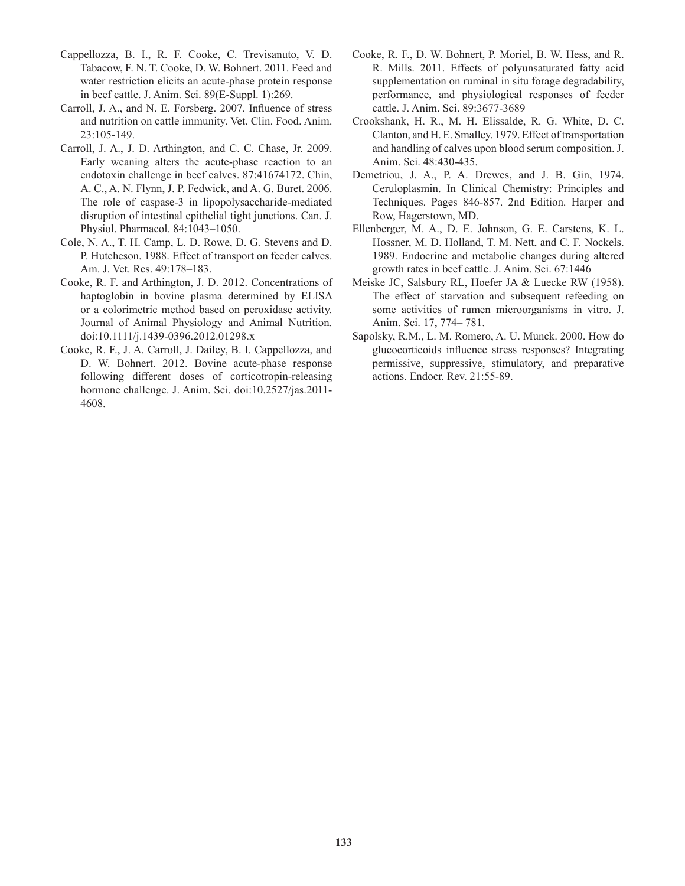Cappellozza, B. I., R. F. Cooke, C. Trevisanuto, V. D. Tabacow, F. N. T. Cooke, D. W. Bohnert. 2011. Feed and water restriction elicits an acute-phase protein response in beef cattle. J. Anim. Sci. 89(E-Suppl. 1):269.

Carroll, J. A., and N. E. Forsberg. 2007. Influence of stress and nutrition on cattle immunity. Vet. Clin. Food. Anim. 23:105-149.

Carroll, J. A., J. D. Arthington, and C. C. Chase, Jr. 2009. Early weaning alters the acute-phase reaction to an endotoxin challenge in beef calves. 87:41674172. Chin, A. C., A. N. Flynn, J. P. Fedwick, and A. G. Buret. 2006. The role of caspase-3 in lipopolysaccharide-mediated disruption of intestinal epithelial tight junctions. Can. J. Physiol. Pharmacol. 84:1043–1050.

Cole, N. A., T. H. Camp, L. D. Rowe, D. G. Stevens and D. P. Hutcheson. 1988. Effect of transport on feeder calves. Am. J. Vet. Res. 49:178–183.

Cooke, R. F. and Arthington, J. D. 2012. Concentrations of haptoglobin in bovine plasma determined by ELISA or a colorimetric method based on peroxidase activity. Journal of Animal Physiology and Animal Nutrition. doi:10.1111/j.1439-0396.2012.01298.x

Cooke, R. F., J. A. Carroll, J. Dailey, B. I. Cappellozza, and D. W. Bohnert. 2012. Bovine acute-phase response following different doses of corticotropin-releasing hormone challenge. J. Anim. Sci. doi:10.2527/jas.2011-4608.

Cooke, R. F., D. W. Bohnert, P. Moriel, B. W. Hess, and R. R. Mills. 2011. Effects of polyunsaturated fatty acid supplementation on ruminal in situ forage degradability, performance, and physiological responses of feeder cattle. J. Anim. Sci. 89:3677-3689

Crookshank, H. R., M. H. Elissalde, R. G. White, D. C. Clanton, and H. E. Smalley. 1979. Effect of transportation and handling of calves upon blood serum composition. J. Anim. Sci. 48:430-435.

Demetriou, J. A., P. A. Drewes, and J. B. Gin, 1974. Ceruloplasmin. In Clinical Chemistry: Principles and Techniques. Pages 846-857. 2nd Edition. Harper and Row, Hagerstown, MD.

Ellenberger, M. A., D. E. Johnson, G. E. Carstens, K. L. Hossner, M. D. Holland, T. M. Nett, and C. F. Nockels. 1989. Endocrine and metabolic changes during altered growth rates in beef cattle. J. Anim. Sci. 67:1446

Meiske JC, Salsbury RL, Hoefer JA & Luecke RW (1958). The effect of starvation and subsequent refeeding on some activities of rumen microorganisms in vitro. J. Anim. Sci. 17, 774– 781.

Sapolsky, R.M., L. M. Romero, A. U. Munck. 2000. How do glucocorticoids influence stress responses? Integrating permissive, suppressive, stimulatory, and preparative actions. Endocr. Rev. 21:55-89.